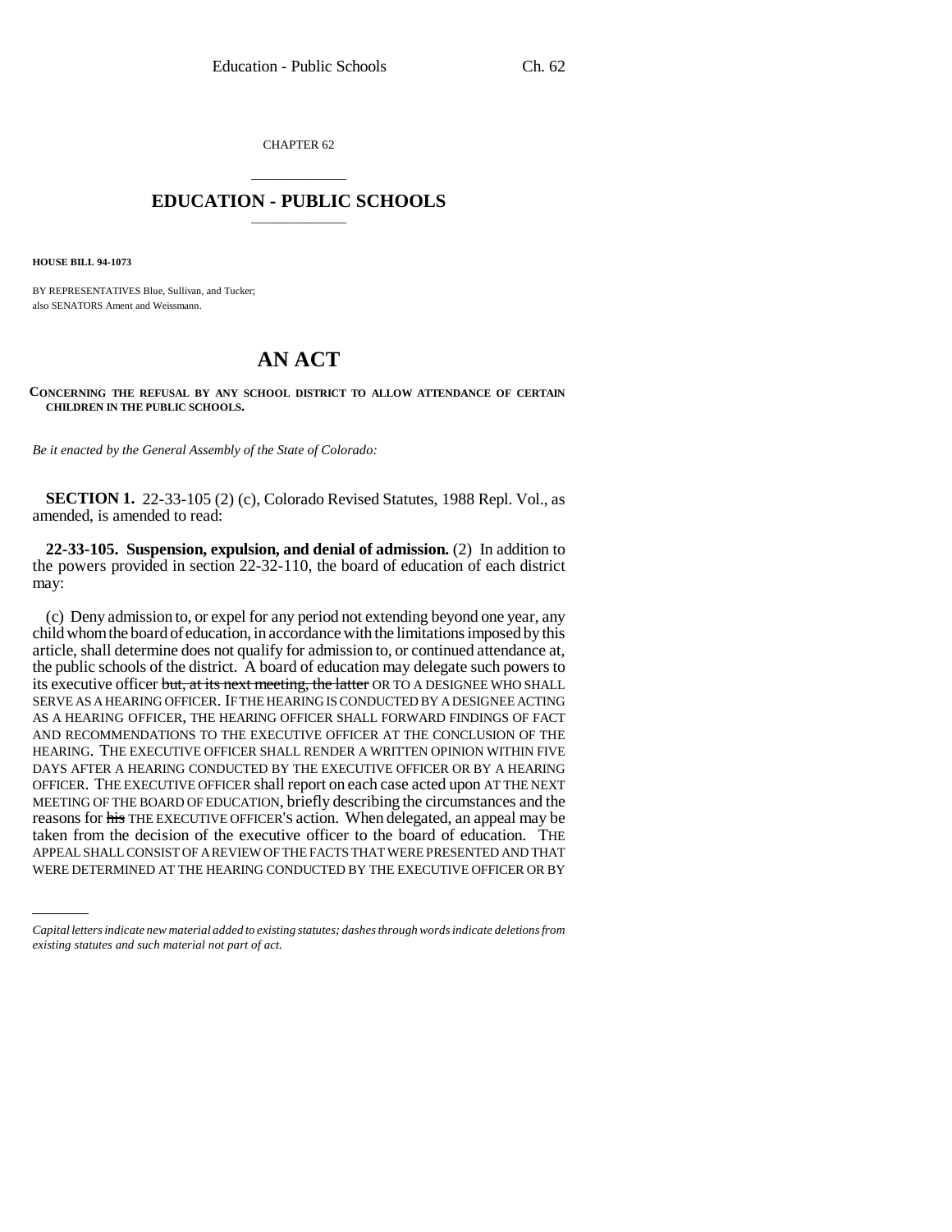CHAPTER 62

# EDUCATION - PUBLIC SCHOOLS

**HOUSE BILL 94-1073**

BY REPRESENTATIVES Blue, Sullivan, and Tucker;
also SENATORS Ament and Weissmann.

# AN ACT

**CONCERNING THE REFUSAL BY ANY SCHOOL DISTRICT TO ALLOW ATTENDANCE OF CERTAIN CHILDREN IN THE PUBLIC SCHOOLS.**

*Be it enacted by the General Assembly of the State of Colorado:*

**SECTION 1.** 22-33-105 (2) (c), Colorado Revised Statutes, 1988 Repl. Vol., as amended, is amended to read:

**22-33-105. Suspension, expulsion, and denial of admission.** (2) In addition to the powers provided in section 22-32-110, the board of education of each district may:

(c) Deny admission to, or expel for any period not extending beyond one year, any child whom the board of education, in accordance with the limitations imposed by this article, shall determine does not qualify for admission to, or continued attendance at, the public schools of the district. A board of education may delegate such powers to its executive officer ~~but, at its next meeting, the latter~~ OR TO A DESIGNEE WHO SHALL SERVE AS A HEARING OFFICER. IF THE HEARING IS CONDUCTED BY A DESIGNEE ACTING AS A HEARING OFFICER, THE HEARING OFFICER SHALL FORWARD FINDINGS OF FACT AND RECOMMENDATIONS TO THE EXECUTIVE OFFICER AT THE CONCLUSION OF THE HEARING. THE EXECUTIVE OFFICER SHALL RENDER A WRITTEN OPINION WITHIN FIVE DAYS AFTER A HEARING CONDUCTED BY THE EXECUTIVE OFFICER OR BY A HEARING OFFICER. THE EXECUTIVE OFFICER shall report on each case acted upon AT THE NEXT MEETING OF THE BOARD OF EDUCATION, briefly describing the circumstances and the reasons for ~~his~~ THE EXECUTIVE OFFICER'S action. When delegated, an appeal may be taken from the decision of the executive officer to the board of education. THE APPEAL SHALL CONSIST OF A REVIEW OF THE FACTS THAT WERE PRESENTED AND THAT WERE DETERMINED AT THE HEARING CONDUCTED BY THE EXECUTIVE OFFICER OR BY

*Capital letters indicate new material added to existing statutes; dashes through words indicate deletions from existing statutes and such material not part of act.*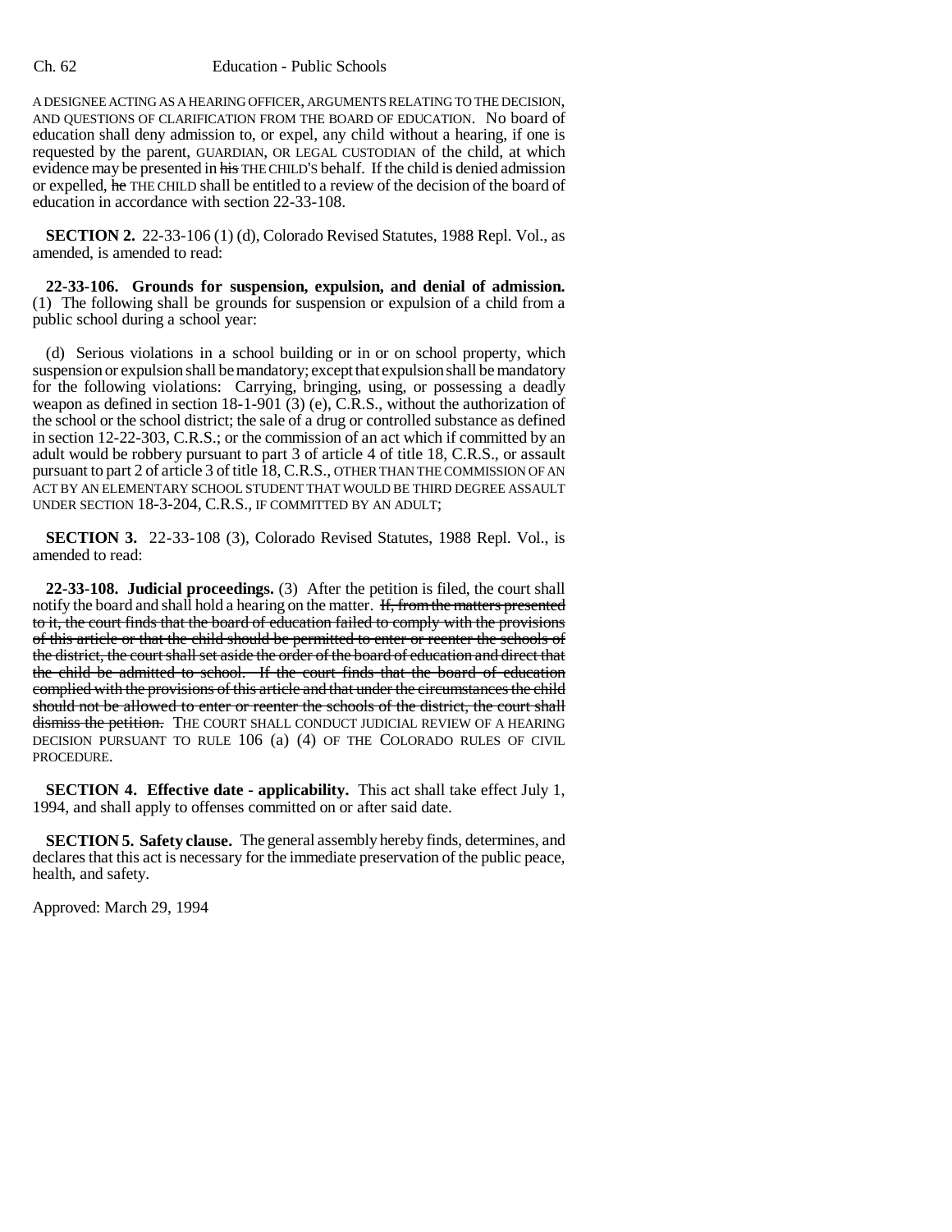A DESIGNEE ACTING AS A HEARING OFFICER, ARGUMENTS RELATING TO THE DECISION, AND QUESTIONS OF CLARIFICATION FROM THE BOARD OF EDUCATION. No board of education shall deny admission to, or expel, any child without a hearing, if one is requested by the parent, GUARDIAN, OR LEGAL CUSTODIAN of the child, at which evidence may be presented in ~~his~~ THE CHILD'S behalf. If the child is denied admission or expelled, ~~he~~ THE CHILD shall be entitled to a review of the decision of the board of education in accordance with section 22-33-108.

**SECTION 2.** 22-33-106 (1) (d), Colorado Revised Statutes, 1988 Repl. Vol., as amended, is amended to read:

**22-33-106. Grounds for suspension, expulsion, and denial of admission.** (1) The following shall be grounds for suspension or expulsion of a child from a public school during a school year:

(d) Serious violations in a school building or in or on school property, which suspension or expulsion shall be mandatory; except that expulsion shall be mandatory for the following violations: Carrying, bringing, using, or possessing a deadly weapon as defined in section 18-1-901 (3) (e), C.R.S., without the authorization of the school or the school district; the sale of a drug or controlled substance as defined in section 12-22-303, C.R.S.; or the commission of an act which if committed by an adult would be robbery pursuant to part 3 of article 4 of title 18, C.R.S., or assault pursuant to part 2 of article 3 of title 18, C.R.S., OTHER THAN THE COMMISSION OF AN ACT BY AN ELEMENTARY SCHOOL STUDENT THAT WOULD BE THIRD DEGREE ASSAULT UNDER SECTION 18-3-204, C.R.S., IF COMMITTED BY AN ADULT;

**SECTION 3.** 22-33-108 (3), Colorado Revised Statutes, 1988 Repl. Vol., is amended to read:

**22-33-108. Judicial proceedings.** (3) After the petition is filed, the court shall notify the board and shall hold a hearing on the matter. ~~If, from the matters presented to it, the court finds that the board of education failed to comply with the provisions of this article or that the child should be permitted to enter or reenter the schools of the district, the court shall set aside the order of the board of education and direct that the child be admitted to school. If the court finds that the board of education complied with the provisions of this article and that under the circumstances the child should not be allowed to enter or reenter the schools of the district, the court shall dismiss the petition.~~ THE COURT SHALL CONDUCT JUDICIAL REVIEW OF A HEARING DECISION PURSUANT TO RULE 106 (a) (4) OF THE COLORADO RULES OF CIVIL PROCEDURE.

**SECTION 4. Effective date - applicability.** This act shall take effect July 1, 1994, and shall apply to offenses committed on or after said date.

**SECTION 5. Safety clause.** The general assembly hereby finds, determines, and declares that this act is necessary for the immediate preservation of the public peace, health, and safety.

Approved: March 29, 1994